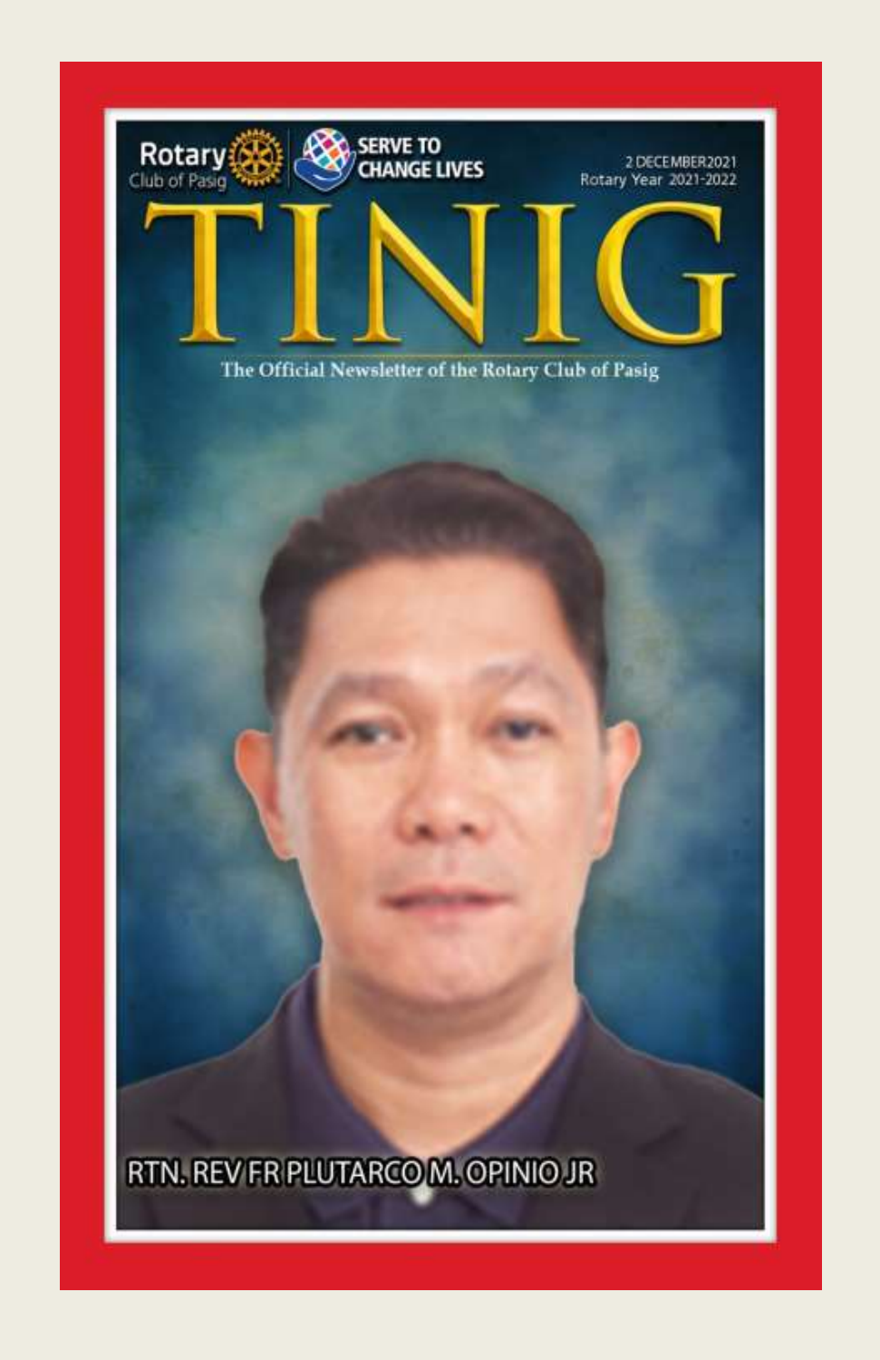Rotary Club of Pasig

SERVE TO CHANGE LIVES

2 DECEMBER 2021
Rotary Year 2021-2022

# TINIG

The Official Newsletter of the Rotary Club of Pasig

RTN. REV FR PLUTARCO M. OPINIO JR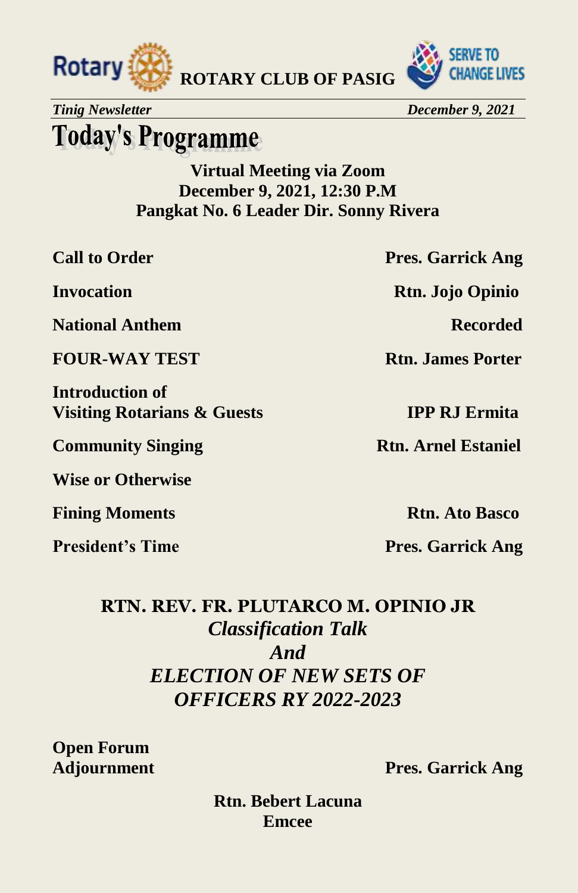# Today's Programme

**Virtual Meeting via Zoom**
**December 9, 2021, 12:30 P.M**
**Pangkat No. 6 Leader Dir. Sonny Rivera**

| | |
|---|---|
| **Call to Order** | **Pres. Garrick Ang** |
| **Invocation** | **Rtn. Jojo Opinio** |
| **National Anthem** | **Recorded** |
| **FOUR-WAY TEST** | **Rtn. James Porter** |
| **Introduction of Visiting Rotarians & Guests** | **IPP RJ Ermita** |
| **Community Singing** | **Rtn. Arnel Estaniel** |
| **Wise or Otherwise** | |
| **Fining Moments** | **Rtn. Ato Basco** |
| **President's Time** | **Pres. Garrick Ang** |

**RTN. REV. FR. PLUTARCO M. OPINIO JR**
***Classification Talk***
***And***
***ELECTION OF NEW SETS OF OFFICERS RY 2022-2023***

| | |
|---|---|
| **Open Forum** | |
| **Adjournment** | **Pres. Garrick Ang** |

**Rtn. Bebert Lacuna**
**Emcee**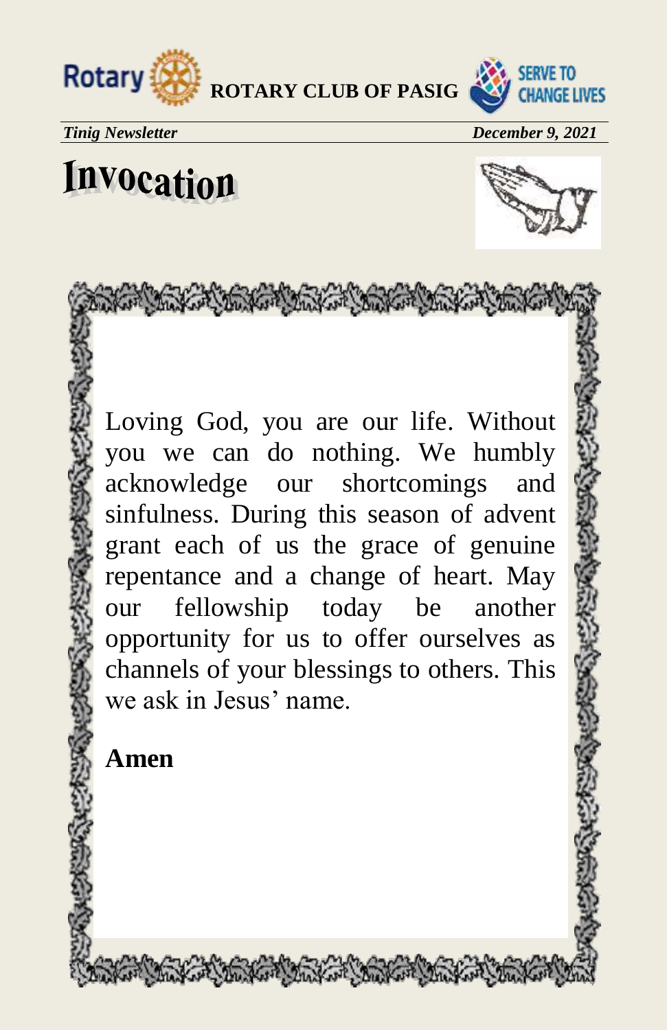# Invocation

Loving God, you are our life. Without you we can do nothing. We humbly acknowledge our shortcomings and sinfulness. During this season of advent grant each of us the grace of genuine repentance and a change of heart. May our fellowship today be another opportunity for us to offer ourselves as channels of your blessings to others. This we ask in Jesus' name.

**Amen**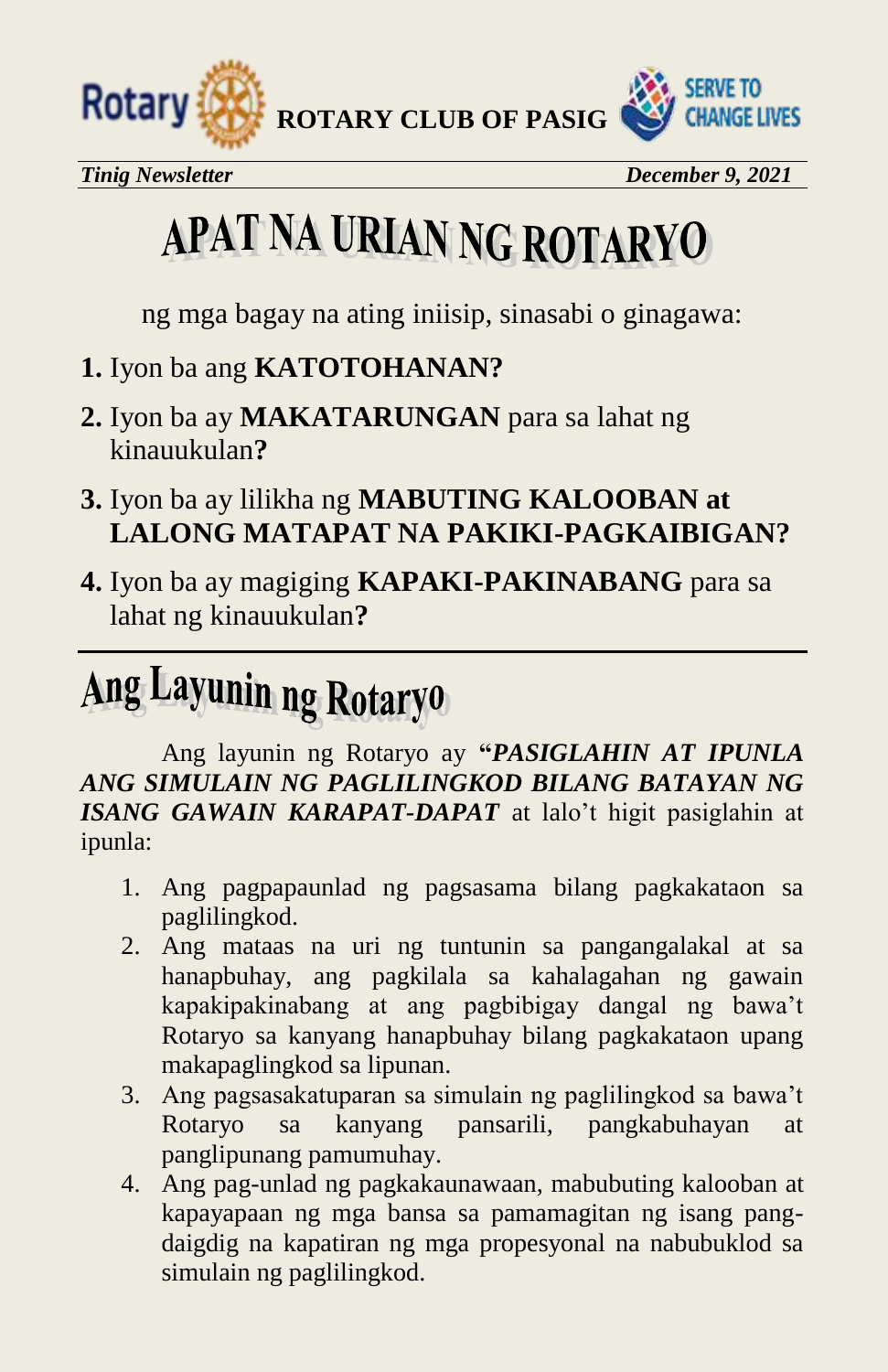# APAT NA URIAN NG ROTARYO

ng mga bagay na ating iniisip, sinasabi o ginagawa:

**1.** Iyon ba ang **KATOTOHANAN?**

**2.** Iyon ba ay **MAKATARUNGAN** para sa lahat ng kinauukulan**?**

**3.** Iyon ba ay lilikha ng **MABUTING KALOOBAN at LALONG MATAPAT NA PAKIKI-PAGKAIBIGAN?**

**4.** Iyon ba ay magiging **KAPAKI-PAKINABANG** para sa lahat ng kinauukulan**?**

# Ang Layunin ng Rotaryo

Ang layunin ng Rotaryo ay **"*PASIGLAHIN AT IPUNLA ANG SIMULAIN NG PAGLILINGKOD BILANG BATAYAN NG ISANG GAWAIN KARAPAT-DAPAT*** at lalo't higit pasiglahin at ipunla:

1. Ang pagpapaunlad ng pagsasama bilang pagkakataon sa paglilingkod.
2. Ang mataas na uri ng tuntunin sa pangangalakal at sa hanapbuhay, ang pagkilala sa kahalagahan ng gawain kapakipakinabang at ang pagbibigay dangal ng bawa't Rotaryo sa kanyang hanapbuhay bilang pagkakataon upang makapaglingkod sa lipunan.
3. Ang pagsasakatuparan sa simulain ng paglilingkod sa bawa't Rotaryo sa kanyang pansarili, pangkabuhayan at panglipunang pamumuhay.
4. Ang pag-unlad ng pagkakaunawaan, mabubuting kalooban at kapayapaan ng mga bansa sa pamamagitan ng isang pang-daigdig na kapatiran ng mga propesyonal na nabubuklod sa simulain ng paglilingkod.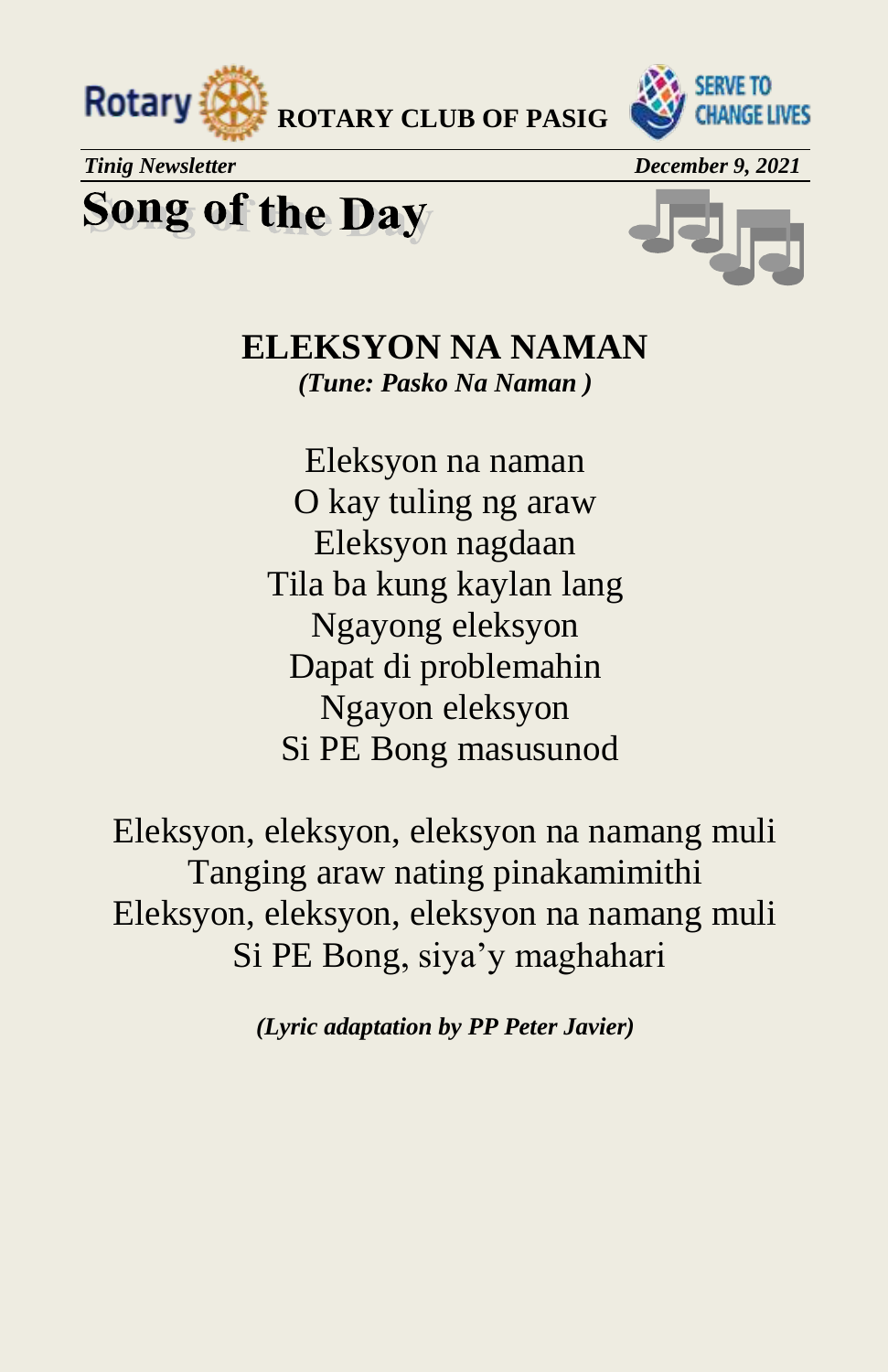# Song of the Day

## ELEKSYON NA NAMAN

***(Tune: Pasko Na Naman )***

Eleksyon na naman
O kay tuling ng araw
Eleksyon nagdaan
Tila ba kung kaylan lang
Ngayong eleksyon
Dapat di problemahin
Ngayon eleksyon
Si PE Bong masusunod

Eleksyon, eleksyon, eleksyon na namang muli
Tanging araw nating pinakamimithi
Eleksyon, eleksyon, eleksyon na namang muli
Si PE Bong, siya'y maghahari

***(Lyric adaptation by PP Peter Javier)***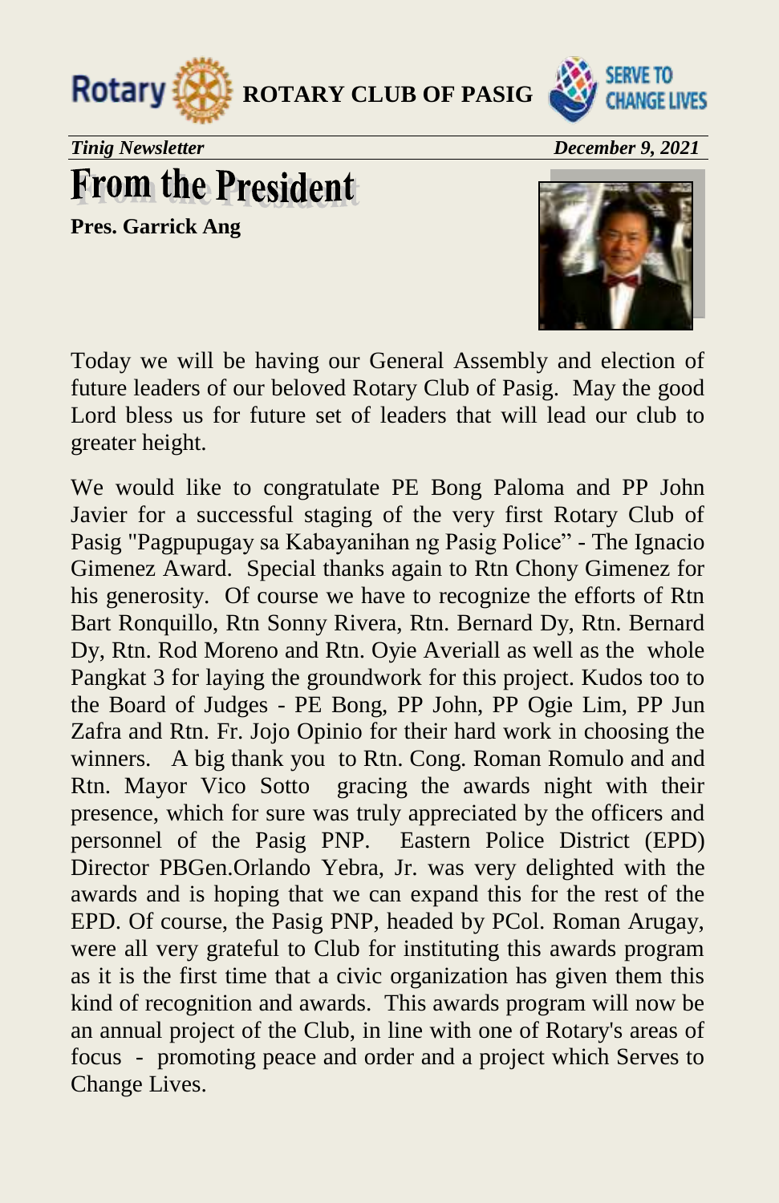# From the President

**Pres. Garrick Ang**

Today we will be having our General Assembly and election of future leaders of our beloved Rotary Club of Pasig. May the good Lord bless us for future set of leaders that will lead our club to greater height.

We would like to congratulate PE Bong Paloma and PP John Javier for a successful staging of the very first Rotary Club of Pasig "Pagpupugay sa Kabayanihan ng Pasig Police" - The Ignacio Gimenez Award. Special thanks again to Rtn Chony Gimenez for his generosity. Of course we have to recognize the efforts of Rtn Bart Ronquillo, Rtn Sonny Rivera, Rtn. Bernard Dy, Rtn. Bernard Dy, Rtn. Rod Moreno and Rtn. Oyie Averiall as well as the whole Pangkat 3 for laying the groundwork for this project. Kudos too to the Board of Judges - PE Bong, PP John, PP Ogie Lim, PP Jun Zafra and Rtn. Fr. Jojo Opinio for their hard work in choosing the winners. A big thank you to Rtn. Cong. Roman Romulo and and Rtn. Mayor Vico Sotto gracing the awards night with their presence, which for sure was truly appreciated by the officers and personnel of the Pasig PNP. Eastern Police District (EPD) Director PBGen.Orlando Yebra, Jr. was very delighted with the awards and is hoping that we can expand this for the rest of the EPD. Of course, the Pasig PNP, headed by PCol. Roman Arugay, were all very grateful to Club for instituting this awards program as it is the first time that a civic organization has given them this kind of recognition and awards. This awards program will now be an annual project of the Club, in line with one of Rotary's areas of focus - promoting peace and order and a project which Serves to Change Lives.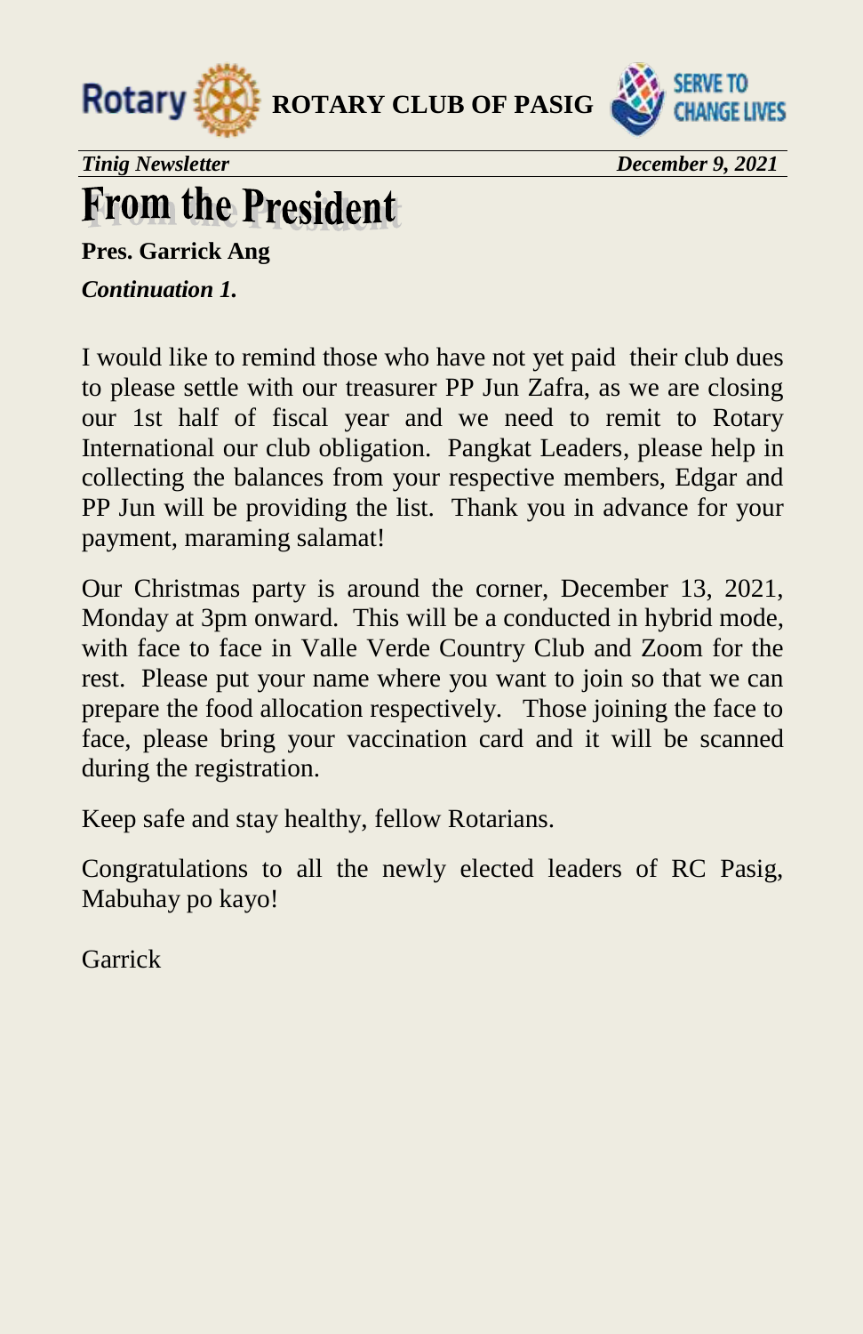# From the President

**Pres. Garrick Ang**

***Continuation 1.***

I would like to remind those who have not yet paid their club dues to please settle with our treasurer PP Jun Zafra, as we are closing our 1st half of fiscal year and we need to remit to Rotary International our club obligation. Pangkat Leaders, please help in collecting the balances from your respective members, Edgar and PP Jun will be providing the list. Thank you in advance for your payment, maraming salamat!

Our Christmas party is around the corner, December 13, 2021, Monday at 3pm onward. This will be a conducted in hybrid mode, with face to face in Valle Verde Country Club and Zoom for the rest. Please put your name where you want to join so that we can prepare the food allocation respectively. Those joining the face to face, please bring your vaccination card and it will be scanned during the registration.

Keep safe and stay healthy, fellow Rotarians.

Congratulations to all the newly elected leaders of RC Pasig, Mabuhay po kayo!

Garrick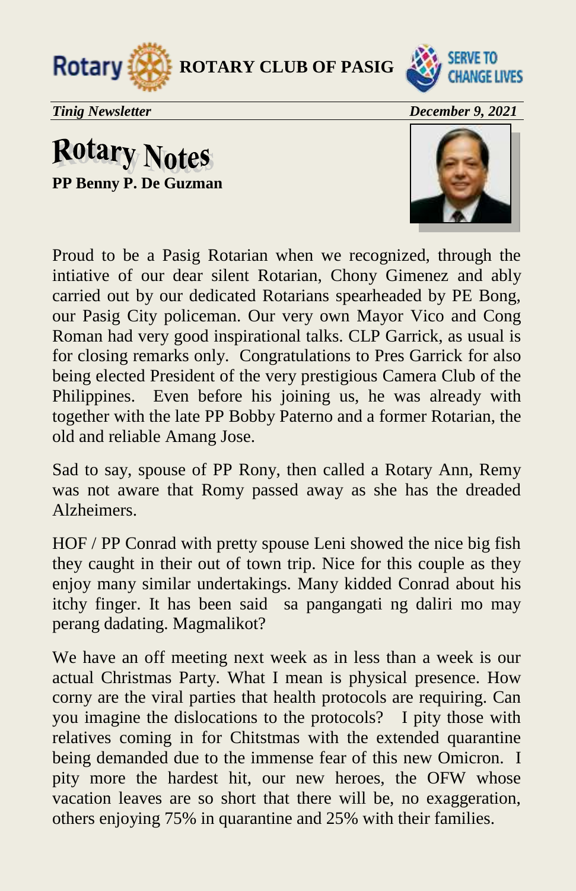# Rotary Notes

**PP Benny P. De Guzman**

Proud to be a Pasig Rotarian when we recognized, through the intiative of our dear silent Rotarian, Chony Gimenez and ably carried out by our dedicated Rotarians spearheaded by PE Bong, our Pasig City policeman. Our very own Mayor Vico and Cong Roman had very good inspirational talks. CLP Garrick, as usual is for closing remarks only. Congratulations to Pres Garrick for also being elected President of the very prestigious Camera Club of the Philippines. Even before his joining us, he was already with together with the late PP Bobby Paterno and a former Rotarian, the old and reliable Amang Jose.

Sad to say, spouse of PP Rony, then called a Rotary Ann, Remy was not aware that Romy passed away as she has the dreaded Alzheimers.

HOF / PP Conrad with pretty spouse Leni showed the nice big fish they caught in their out of town trip. Nice for this couple as they enjoy many similar undertakings. Many kidded Conrad about his itchy finger. It has been said sa pangangati ng daliri mo may perang dadating. Magmalikot?

We have an off meeting next week as in less than a week is our actual Christmas Party. What I mean is physical presence. How corny are the viral parties that health protocols are requiring. Can you imagine the dislocations to the protocols? I pity those with relatives coming in for Chitstmas with the extended quarantine being demanded due to the immense fear of this new Omicron. I pity more the hardest hit, our new heroes, the OFW whose vacation leaves are so short that there will be, no exaggeration, others enjoying 75% in quarantine and 25% with their families.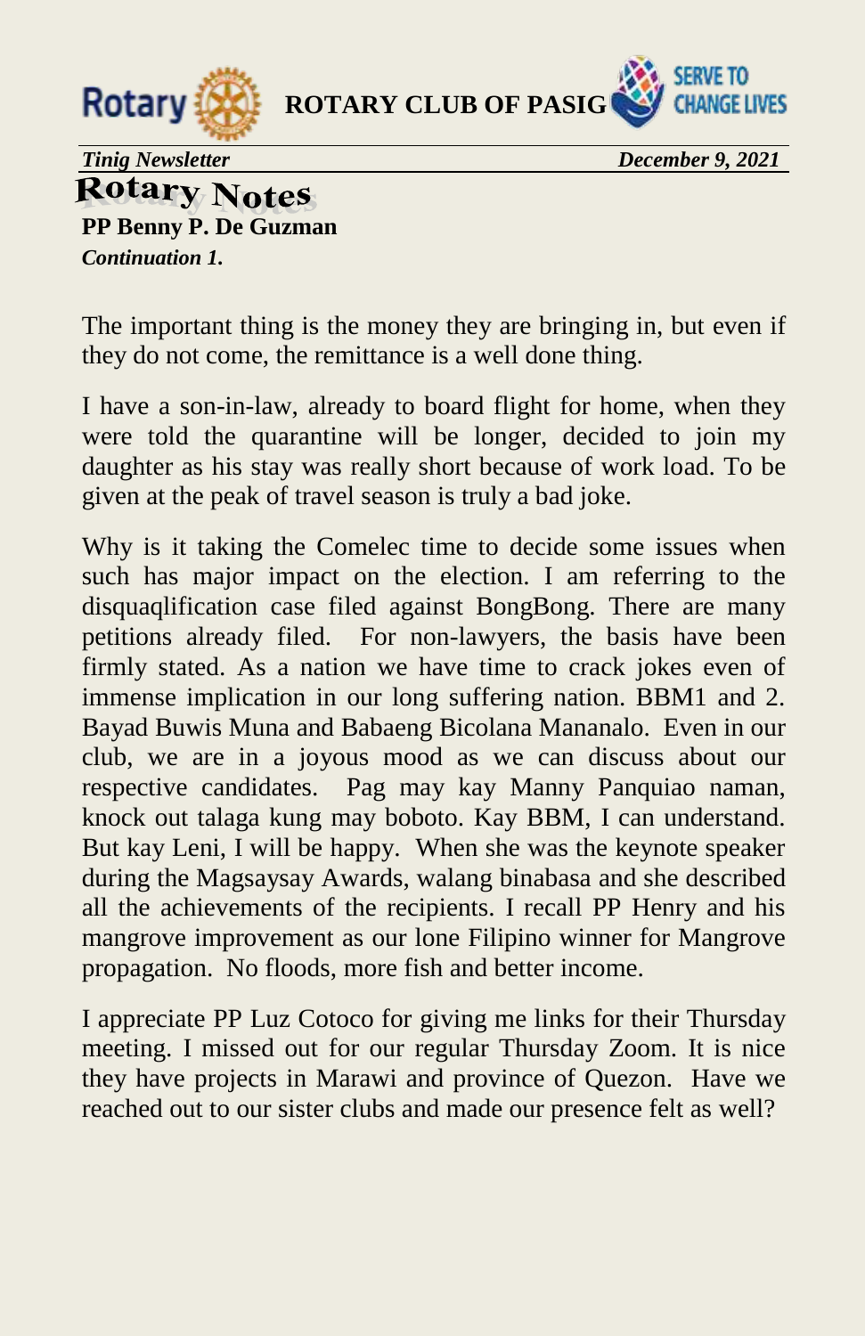# Rotary Notes

**PP Benny P. De Guzman**

***Continuation 1.***

The important thing is the money they are bringing in, but even if they do not come, the remittance is a well done thing.

I have a son-in-law, already to board flight for home, when they were told the quarantine will be longer, decided to join my daughter as his stay was really short because of work load. To be given at the peak of travel season is truly a bad joke.

Why is it taking the Comelec time to decide some issues when such has major impact on the election. I am referring to the disquaqlification case filed against BongBong. There are many petitions already filed. For non-lawyers, the basis have been firmly stated. As a nation we have time to crack jokes even of immense implication in our long suffering nation. BBM1 and 2. Bayad Buwis Muna and Babaeng Bicolana Mananalo. Even in our club, we are in a joyous mood as we can discuss about our respective candidates. Pag may kay Manny Panquiao naman, knock out talaga kung may boboto. Kay BBM, I can understand. But kay Leni, I will be happy. When she was the keynote speaker during the Magsaysay Awards, walang binabasa and she described all the achievements of the recipients. I recall PP Henry and his mangrove improvement as our lone Filipino winner for Mangrove propagation. No floods, more fish and better income.

I appreciate PP Luz Cotoco for giving me links for their Thursday meeting. I missed out for our regular Thursday Zoom. It is nice they have projects in Marawi and province of Quezon. Have we reached out to our sister clubs and made our presence felt as well?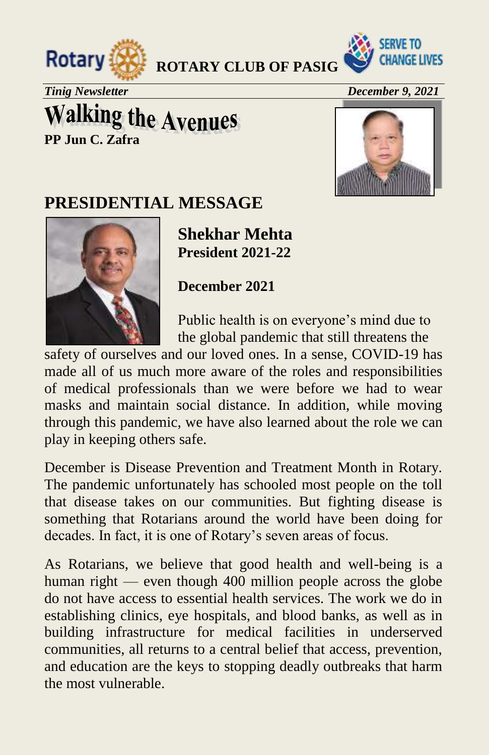**ROTARY CLUB OF PASIG**

*Tinig Newsletter* *December 9, 2021*

# Walking the Avenues

**PP Jun C. Zafra**

## PRESIDENTIAL MESSAGE

**Shekhar Mehta**
**President 2021-22**

**December 2021**

Public health is on everyone's mind due to the global pandemic that still threatens the safety of ourselves and our loved ones. In a sense, COVID-19 has made all of us much more aware of the roles and responsibilities of medical professionals than we were before we had to wear masks and maintain social distance. In addition, while moving through this pandemic, we have also learned about the role we can play in keeping others safe.

December is Disease Prevention and Treatment Month in Rotary. The pandemic unfortunately has schooled most people on the toll that disease takes on our communities. But fighting disease is something that Rotarians around the world have been doing for decades. In fact, it is one of Rotary's seven areas of focus.

As Rotarians, we believe that good health and well-being is a human right — even though 400 million people across the globe do not have access to essential health services. The work we do in establishing clinics, eye hospitals, and blood banks, as well as in building infrastructure for medical facilities in underserved communities, all returns to a central belief that access, prevention, and education are the keys to stopping deadly outbreaks that harm the most vulnerable.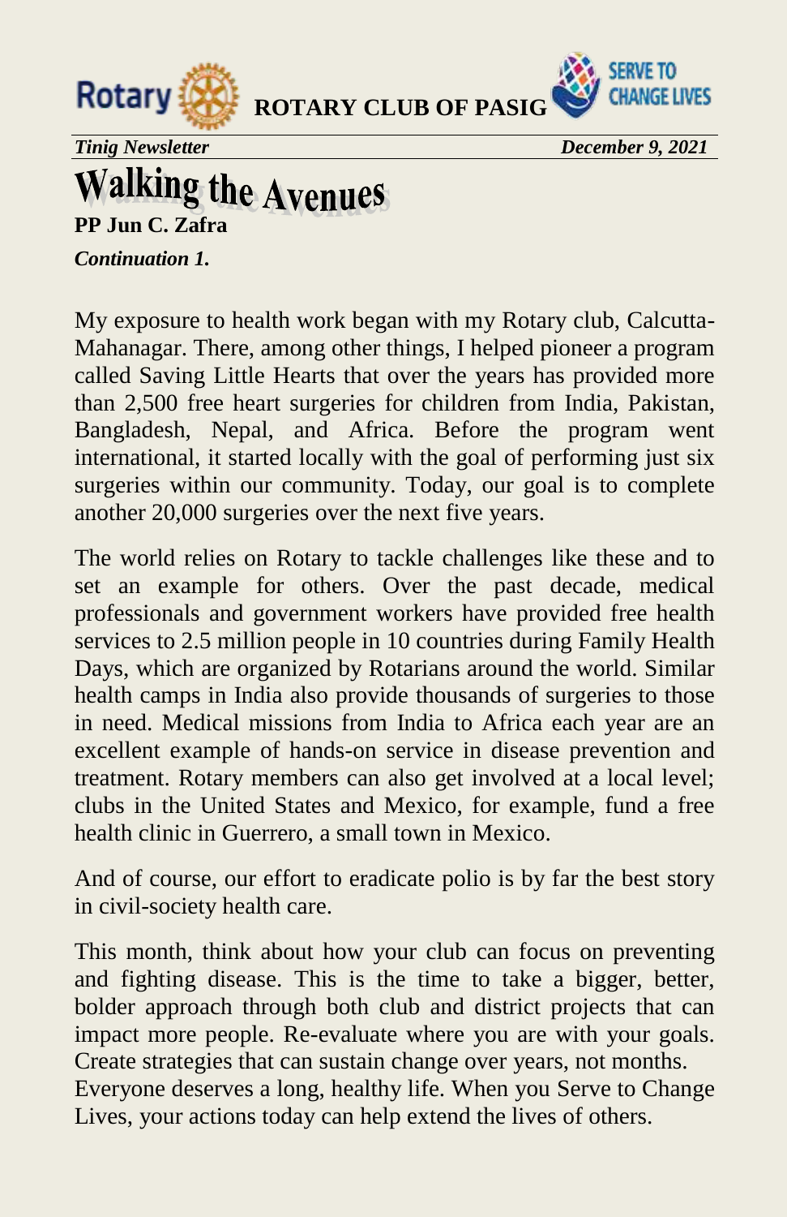# Walking the Avenues

**PP Jun C. Zafra**

***Continuation 1.***

My exposure to health work began with my Rotary club, Calcutta-Mahanagar. There, among other things, I helped pioneer a program called Saving Little Hearts that over the years has provided more than 2,500 free heart surgeries for children from India, Pakistan, Bangladesh, Nepal, and Africa. Before the program went international, it started locally with the goal of performing just six surgeries within our community. Today, our goal is to complete another 20,000 surgeries over the next five years.

The world relies on Rotary to tackle challenges like these and to set an example for others. Over the past decade, medical professionals and government workers have provided free health services to 2.5 million people in 10 countries during Family Health Days, which are organized by Rotarians around the world. Similar health camps in India also provide thousands of surgeries to those in need. Medical missions from India to Africa each year are an excellent example of hands-on service in disease prevention and treatment. Rotary members can also get involved at a local level; clubs in the United States and Mexico, for example, fund a free health clinic in Guerrero, a small town in Mexico.

And of course, our effort to eradicate polio is by far the best story in civil-society health care.

This month, think about how your club can focus on preventing and fighting disease. This is the time to take a bigger, better, bolder approach through both club and district projects that can impact more people. Re-evaluate where you are with your goals. Create strategies that can sustain change over years, not months. Everyone deserves a long, healthy life. When you Serve to Change Lives, your actions today can help extend the lives of others.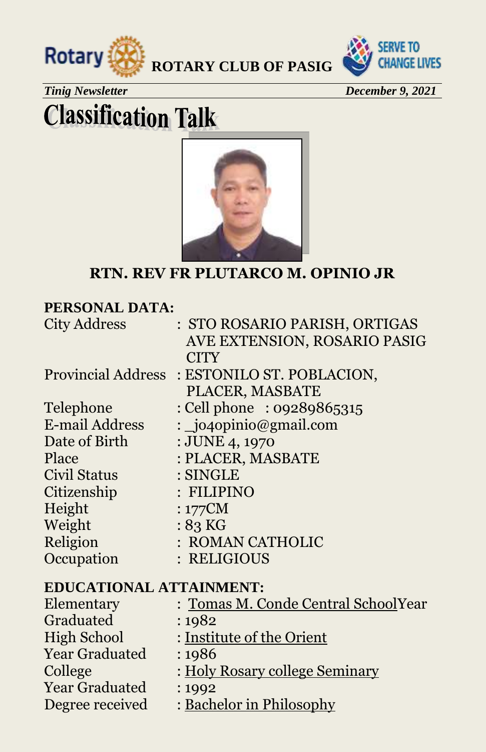# Classification Talk

**RTN. REV FR PLUTARCO M. OPINIO JR**

**PERSONAL DATA:**

City Address : STO ROSARIO PARISH, ORTIGAS AVE EXTENSION, ROSARIO PASIG CITY
Provincial Address : ESTONILO ST. POBLACION, PLACER, MASBATE
Telephone : Cell phone : 09289865315
E-mail Address : _jo4opinio@gmail.com
Date of Birth : JUNE 4, 1970
Place : PLACER, MASBATE
Civil Status : SINGLE
Citizenship : FILIPINO
Height : 177CM
Weight : 83 KG
Religion : ROMAN CATHOLIC
Occupation : RELIGIOUS

**EDUCATIONAL ATTAINMENT:**

Elementary : Tomas M. Conde Central SchoolYear
Graduated : 1982
High School : Institute of the Orient
Year Graduated : 1986
College : Holy Rosary college Seminary
Year Graduated : 1992
Degree received : Bachelor in Philosophy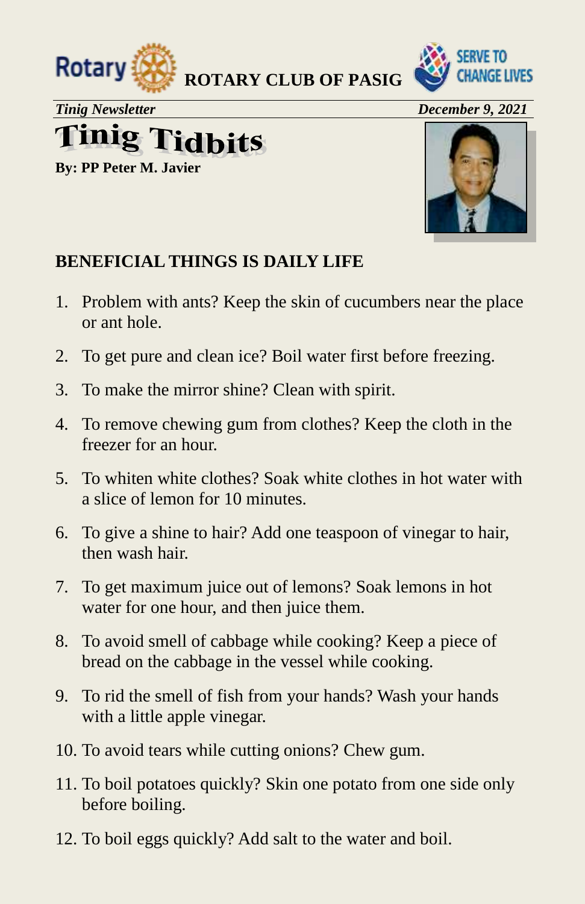**ROTARY CLUB OF PASIG**

*Tinig Newsletter* *December 9, 2021*

# Tinig Tidbits

**By: PP Peter M. Javier**

## BENEFICIAL THINGS IS DAILY LIFE

1. Problem with ants? Keep the skin of cucumbers near the place or ant hole.
2. To get pure and clean ice? Boil water first before freezing.
3. To make the mirror shine? Clean with spirit.
4. To remove chewing gum from clothes? Keep the cloth in the freezer for an hour.
5. To whiten white clothes? Soak white clothes in hot water with a slice of lemon for 10 minutes.
6. To give a shine to hair? Add one teaspoon of vinegar to hair, then wash hair.
7. To get maximum juice out of lemons? Soak lemons in hot water for one hour, and then juice them.
8. To avoid smell of cabbage while cooking? Keep a piece of bread on the cabbage in the vessel while cooking.
9. To rid the smell of fish from your hands? Wash your hands with a little apple vinegar.
10. To avoid tears while cutting onions? Chew gum.
11. To boil potatoes quickly? Skin one potato from one side only before boiling.
12. To boil eggs quickly? Add salt to the water and boil.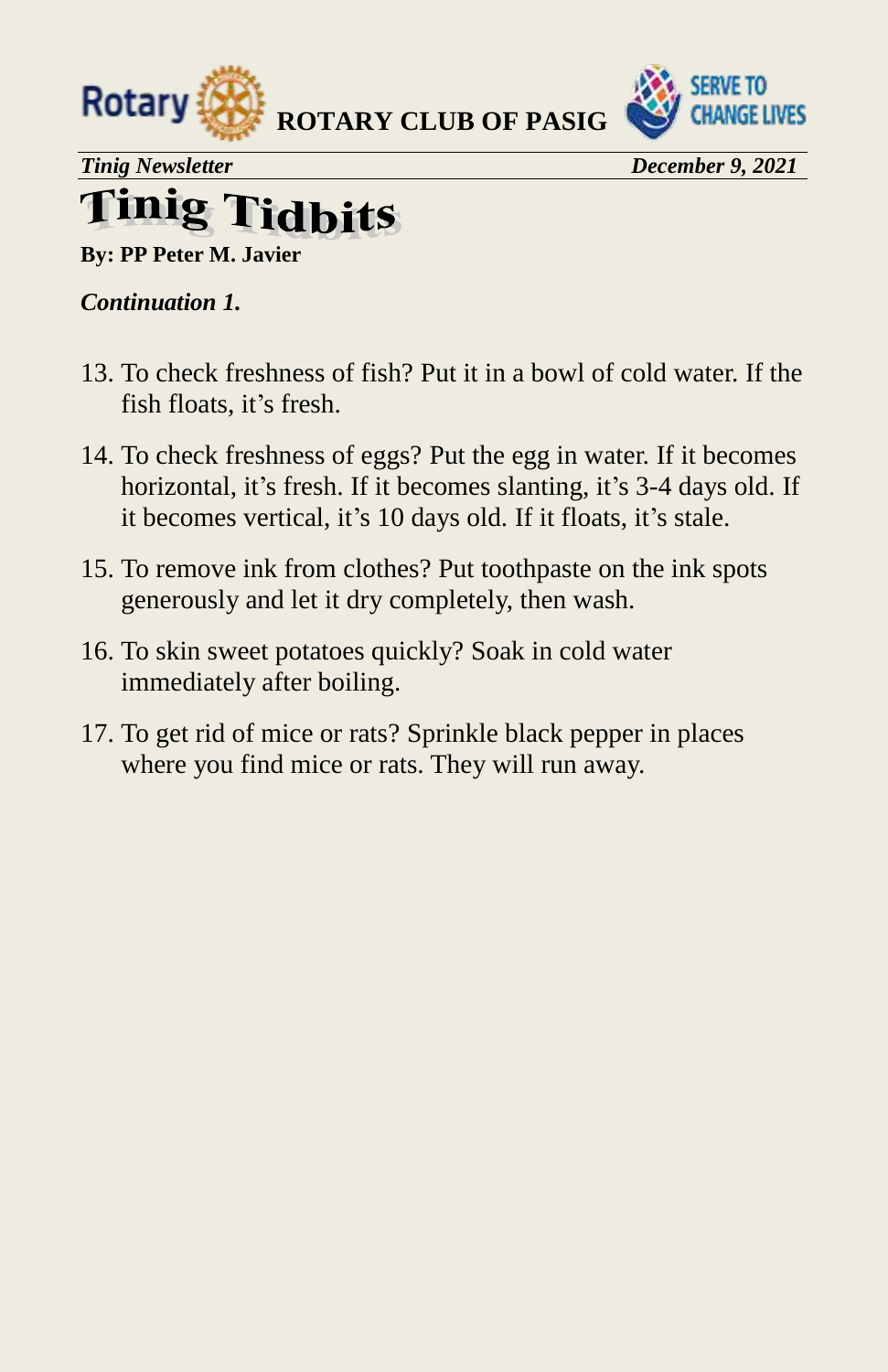# Tinig Tidbits

**By: PP Peter M. Javier**

***Continuation 1.***

13. To check freshness of fish? Put it in a bowl of cold water. If the fish floats, it's fresh.
14. To check freshness of eggs? Put the egg in water. If it becomes horizontal, it's fresh. If it becomes slanting, it's 3-4 days old. If it becomes vertical, it's 10 days old. If it floats, it's stale.
15. To remove ink from clothes? Put toothpaste on the ink spots generously and let it dry completely, then wash.
16. To skin sweet potatoes quickly? Soak in cold water immediately after boiling.
17. To get rid of mice or rats? Sprinkle black pepper in places where you find mice or rats. They will run away.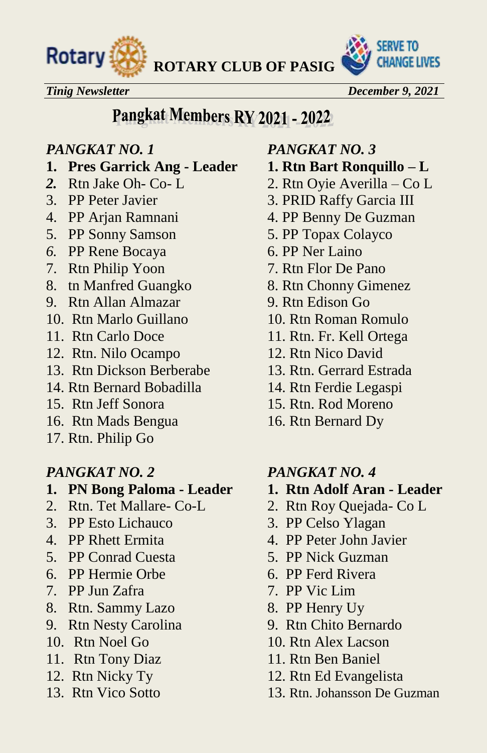# Pangkat Members RY 2021 - 2022

*PANGKAT NO. 1*

1. **Pres Garrick Ang - Leader**
2. Rtn Jake Oh- Co- L
3. PP Peter Javier
4. PP Arjan Ramnani
5. PP Sonny Samson
6. PP Rene Bocaya
7. Rtn Philip Yoon
8. tn Manfred Guangko
9. Rtn Allan Almazar
10. Rtn Marlo Guillano
11. Rtn Carlo Doce
12. Rtn. Nilo Ocampo
13. Rtn Dickson Berberabe
14. Rtn Bernard Bobadilla
15. Rtn Jeff Sonora
16. Rtn Mads Bengua
17. Rtn. Philip Go

*PANGKAT NO. 2*

1. **PN Bong Paloma - Leader**
2. Rtn. Tet Mallare- Co-L
3. PP Esto Lichauco
4. PP Rhett Ermita
5. PP Conrad Cuesta
6. PP Hermie Orbe
7. PP Jun Zafra
8. Rtn. Sammy Lazo
9. Rtn Nesty Carolina
10. Rtn Noel Go
11. Rtn Tony Diaz
12. Rtn Nicky Ty
13. Rtn Vico Sotto

*PANGKAT NO. 3*

1. **Rtn Bart Ronquillo – L**
2. Rtn Oyie Averilla – Co L
3. PRID Raffy Garcia III
4. PP Benny De Guzman
5. PP Topax Colayco
6. PP Ner Laino
7. Rtn Flor De Pano
8. Rtn Chonny Gimenez
9. Rtn Edison Go
10. Rtn Roman Romulo
11. Rtn. Fr. Kell Ortega
12. Rtn Nico David
13. Rtn. Gerrard Estrada
14. Rtn Ferdie Legaspi
15. Rtn. Rod Moreno
16. Rtn Bernard Dy

*PANGKAT NO. 4*

1. **Rtn Adolf Aran - Leader**
2. Rtn Roy Quejada- Co L
3. PP Celso Ylagan
4. PP Peter John Javier
5. PP Nick Guzman
6. PP Ferd Rivera
7. PP Vic Lim
8. PP Henry Uy
9. Rtn Chito Bernardo
10. Rtn Alex Lacson
11. Rtn Ben Baniel
12. Rtn Ed Evangelista
13. Rtn. Johansson De Guzman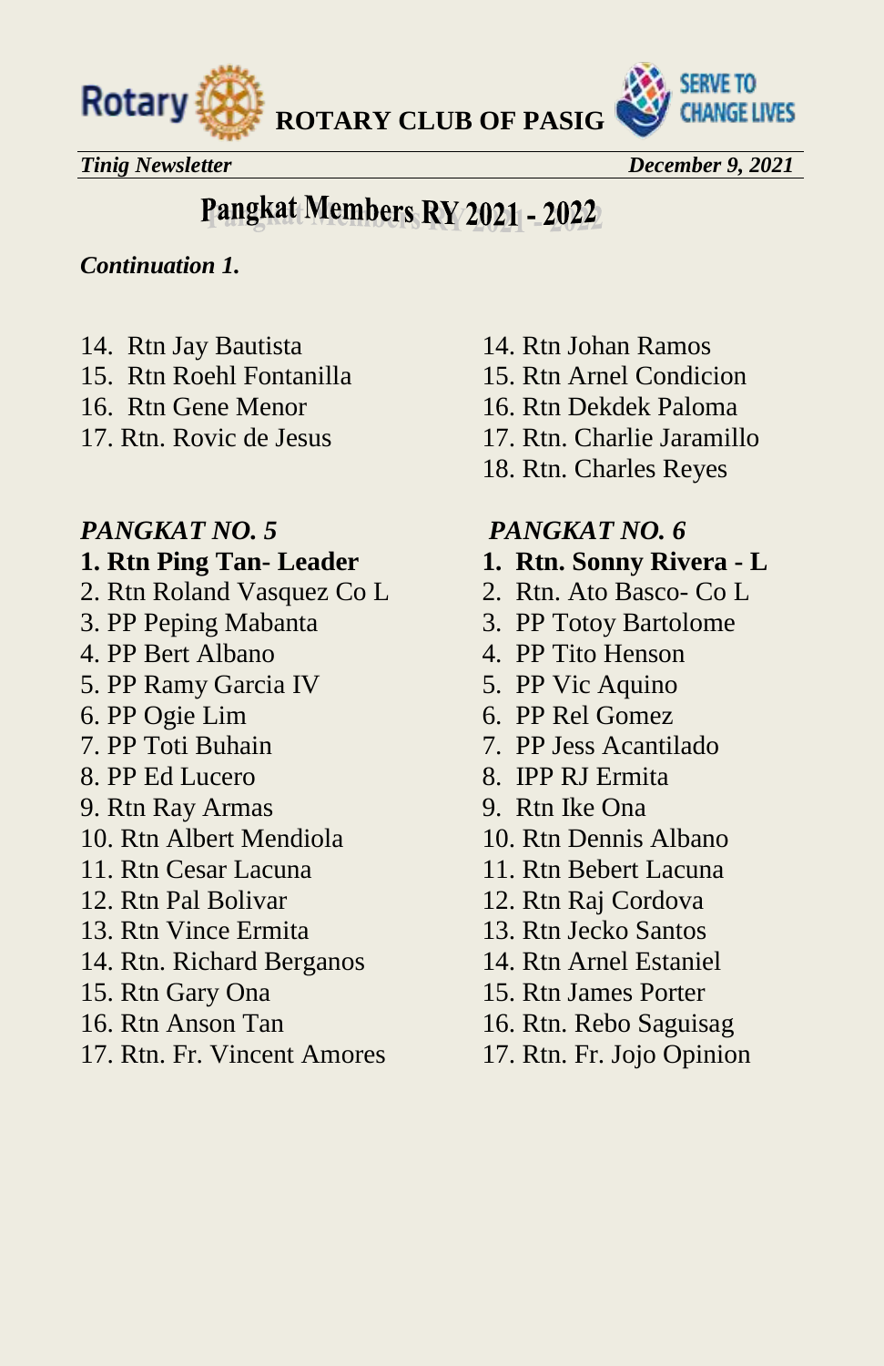# Pangkat Members RY 2021 - 2022

***Continuation 1.***

14. Rtn Jay Bautista
15. Rtn Roehl Fontanilla
16. Rtn Gene Menor
17. Rtn. Rovic de Jesus

14. Rtn Johan Ramos
15. Rtn Arnel Condicion
16. Rtn Dekdek Paloma
17. Rtn. Charlie Jaramillo
18. Rtn. Charles Reyes

***PANGKAT NO. 5***

1. **Rtn Ping Tan- Leader**
2. Rtn Roland Vasquez Co L
3. PP Peping Mabanta
4. PP Bert Albano
5. PP Ramy Garcia IV
6. PP Ogie Lim
7. PP Toti Buhain
8. PP Ed Lucero
9. Rtn Ray Armas
10. Rtn Albert Mendiola
11. Rtn Cesar Lacuna
12. Rtn Pal Bolivar
13. Rtn Vince Ermita
14. Rtn. Richard Berganos
15. Rtn Gary Ona
16. Rtn Anson Tan
17. Rtn. Fr. Vincent Amores

***PANGKAT NO. 6***

1. **Rtn. Sonny Rivera - L**
2. Rtn. Ato Basco- Co L
3. PP Totoy Bartolome
4. PP Tito Henson
5. PP Vic Aquino
6. PP Rel Gomez
7. PP Jess Acantilado
8. IPP RJ Ermita
9. Rtn Ike Ona
10. Rtn Dennis Albano
11. Rtn Bebert Lacuna
12. Rtn Raj Cordova
13. Rtn Jecko Santos
14. Rtn Arnel Estaniel
15. Rtn James Porter
16. Rtn. Rebo Saguisag
17. Rtn. Fr. Jojo Opinion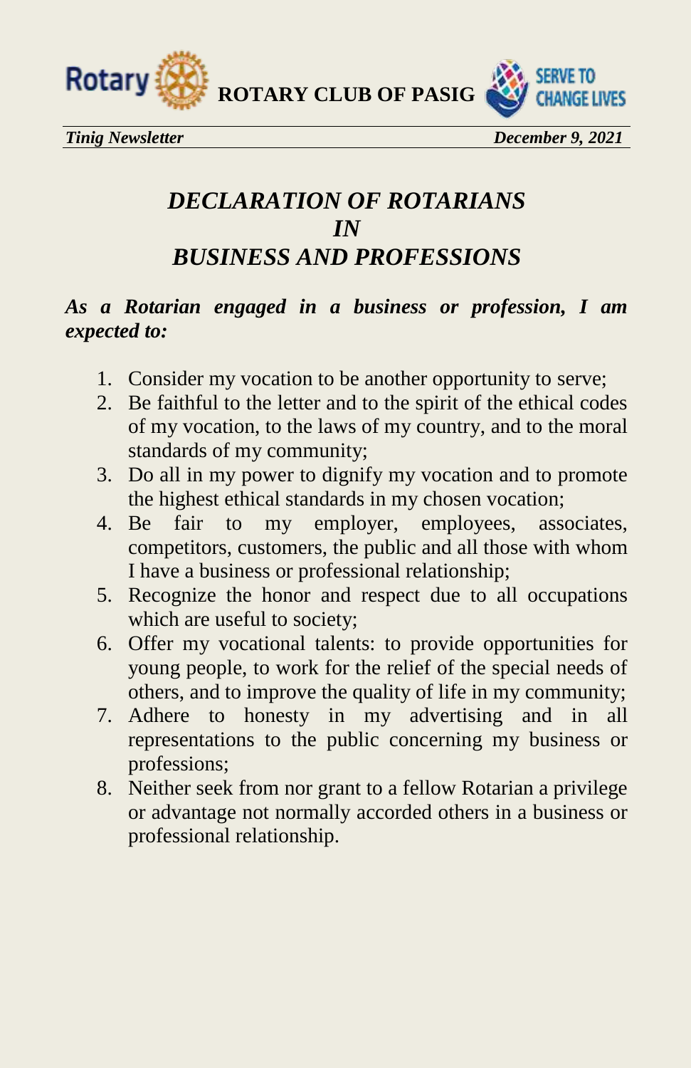# *DECLARATION OF ROTARIANS IN BUSINESS AND PROFESSIONS*

***As a Rotarian engaged in a business or profession, I am expected to:***

1. Consider my vocation to be another opportunity to serve;
2. Be faithful to the letter and to the spirit of the ethical codes of my vocation, to the laws of my country, and to the moral standards of my community;
3. Do all in my power to dignify my vocation and to promote the highest ethical standards in my chosen vocation;
4. Be fair to my employer, employees, associates, competitors, customers, the public and all those with whom I have a business or professional relationship;
5. Recognize the honor and respect due to all occupations which are useful to society;
6. Offer my vocational talents: to provide opportunities for young people, to work for the relief of the special needs of others, and to improve the quality of life in my community;
7. Adhere to honesty in my advertising and in all representations to the public concerning my business or professions;
8. Neither seek from nor grant to a fellow Rotarian a privilege or advantage not normally accorded others in a business or professional relationship.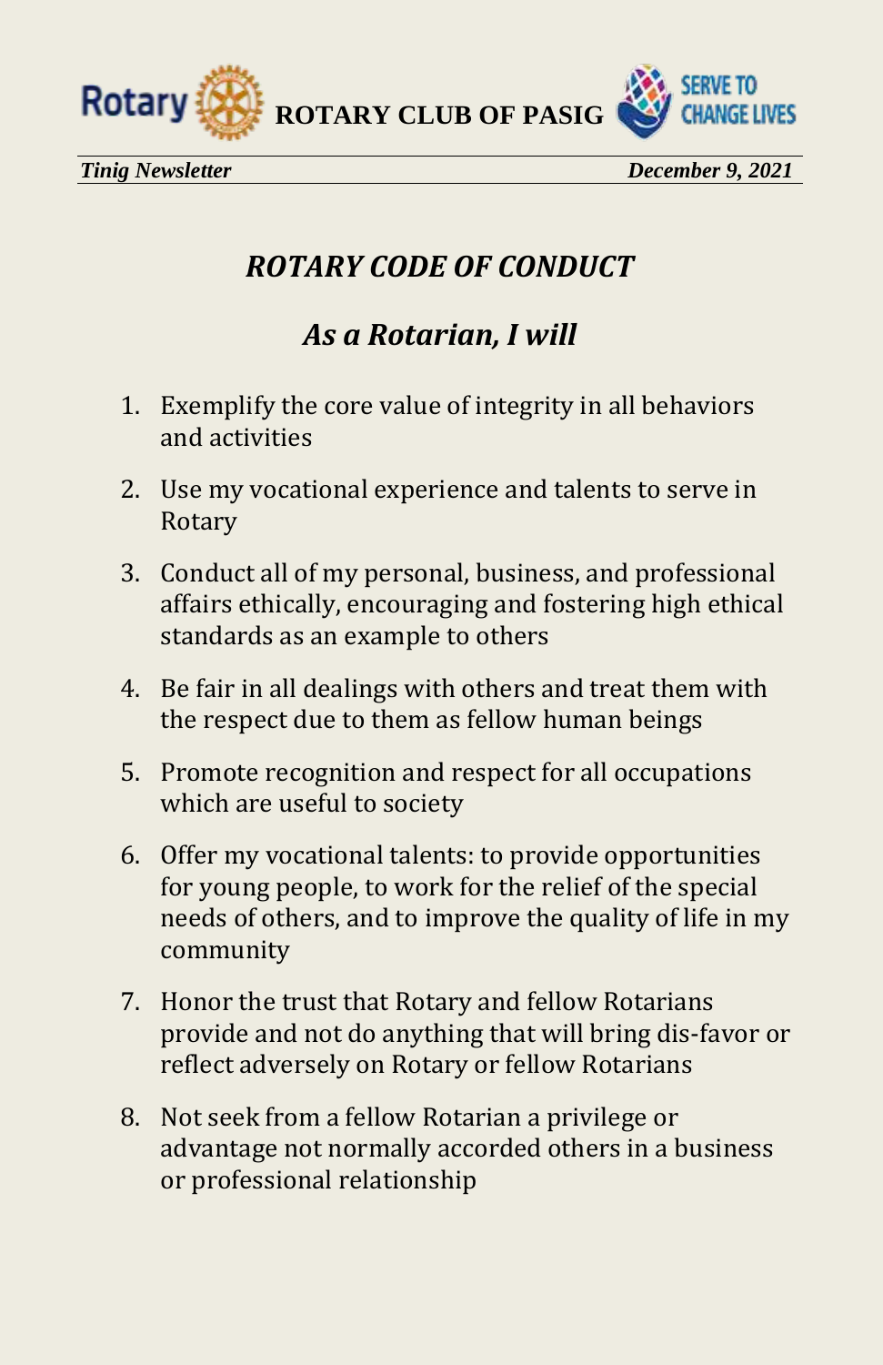# *ROTARY CODE OF CONDUCT*

## *As a Rotarian, I will*

1. Exemplify the core value of integrity in all behaviors and activities
2. Use my vocational experience and talents to serve in Rotary
3. Conduct all of my personal, business, and professional affairs ethically, encouraging and fostering high ethical standards as an example to others
4. Be fair in all dealings with others and treat them with the respect due to them as fellow human beings
5. Promote recognition and respect for all occupations which are useful to society
6. Offer my vocational talents: to provide opportunities for young people, to work for the relief of the special needs of others, and to improve the quality of life in my community
7. Honor the trust that Rotary and fellow Rotarians provide and not do anything that will bring dis-favor or reflect adversely on Rotary or fellow Rotarians
8. Not seek from a fellow Rotarian a privilege or advantage not normally accorded others in a business or professional relationship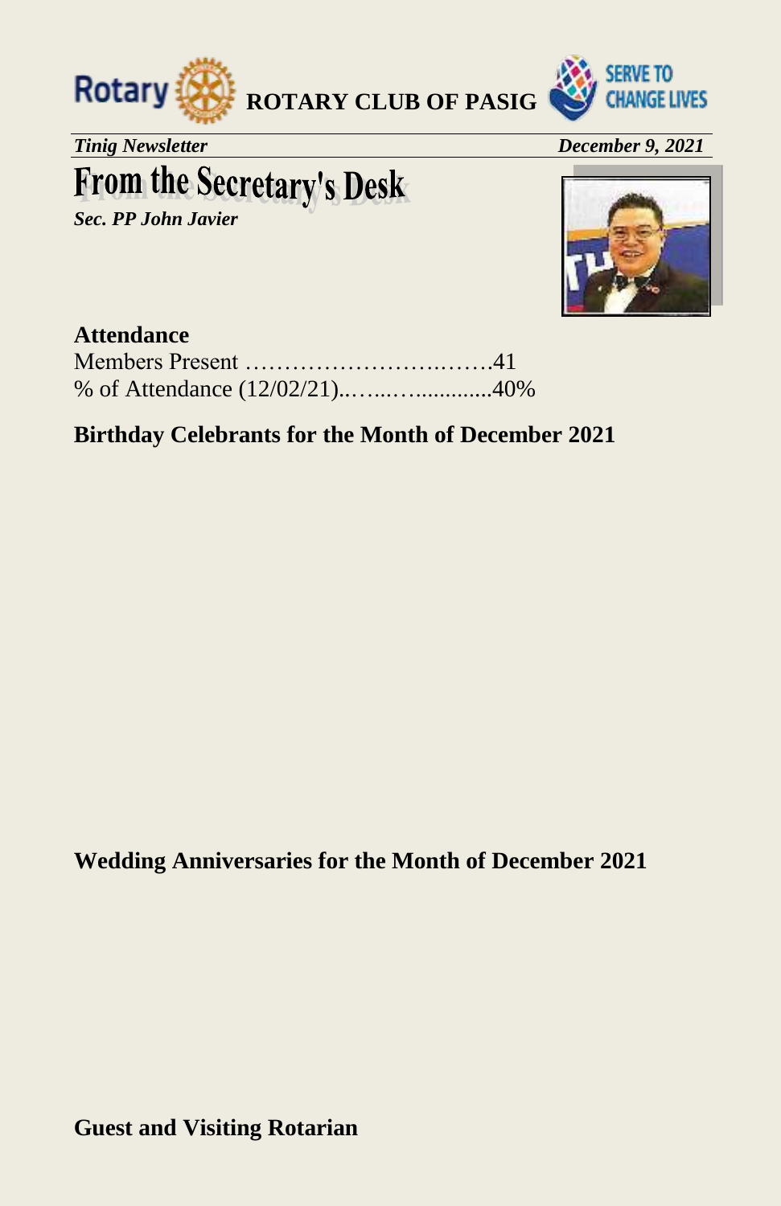**ROTARY CLUB OF PASIG**

*Tinig Newsletter* *December 9, 2021*

# From the Secretary's Desk

***Sec. PP John Javier***

**Attendance**

Members Present ………………………..…….41

% of Attendance (12/02/21)..…..…............40%

**Birthday Celebrants for the Month of December 2021**

**Wedding Anniversaries for the Month of December 2021**

**Guest and Visiting Rotarian**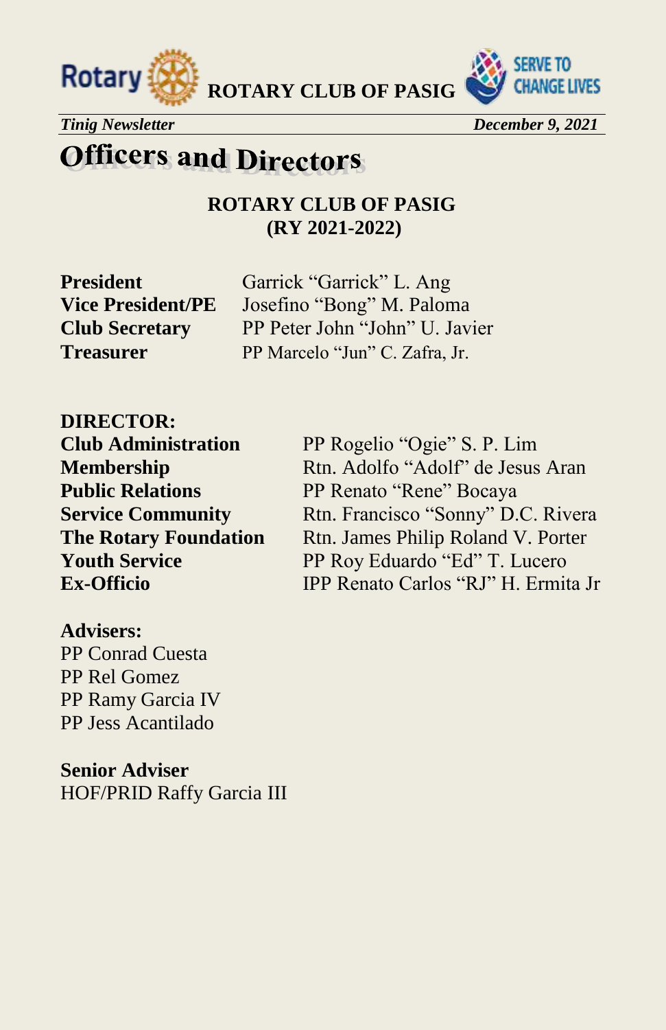# Officers and Directors

**ROTARY CLUB OF PASIG**
**(RY 2021-2022)**

| | |
|---|---|
| **President** | Garrick “Garrick” L. Ang |
| **Vice President/PE** | Josefino “Bong” M. Paloma |
| **Club Secretary** | PP Peter John “John” U. Javier |
| **Treasurer** | PP Marcelo “Jun” C. Zafra, Jr. |

**DIRECTOR:**

| | |
|---|---|
| **Club Administration** | PP Rogelio “Ogie” S. P. Lim |
| **Membership** | Rtn. Adolfo “Adolf” de Jesus Aran |
| **Public Relations** | PP Renato “Rene” Bocaya |
| **Service Community** | Rtn. Francisco “Sonny” D.C. Rivera |
| **The Rotary Foundation** | Rtn. James Philip Roland V. Porter |
| **Youth Service** | PP Roy Eduardo “Ed” T. Lucero |
| **Ex-Officio** | IPP Renato Carlos “RJ” H. Ermita Jr |

**Advisers:**
PP Conrad Cuesta
PP Rel Gomez
PP Ramy Garcia IV
PP Jess Acantilado

**Senior Adviser**
HOF/PRID Raffy Garcia III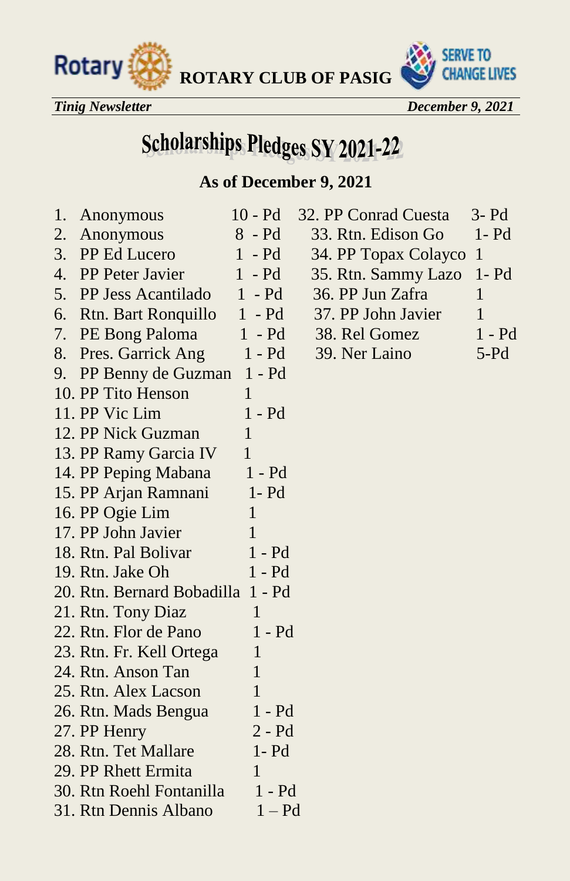# Scholarships Pledges SY 2021-22

**As of December 9, 2021**

1. Anonymous 10 - Pd
2. Anonymous 8 - Pd
3. PP Ed Lucero 1 - Pd
4. PP Peter Javier 1 - Pd
5. PP Jess Acantilado 1 - Pd
6. Rtn. Bart Ronquillo 1 - Pd
7. PE Bong Paloma 1 - Pd
8. Pres. Garrick Ang 1 - Pd
9. PP Benny de Guzman 1 - Pd
10. PP Tito Henson 1
11. PP Vic Lim 1 - Pd
12. PP Nick Guzman 1
13. PP Ramy Garcia IV 1
14. PP Peping Mabana 1 - Pd
15. PP Arjan Ramnani 1- Pd
16. PP Ogie Lim 1
17. PP John Javier 1
18. Rtn. Pal Bolivar 1 - Pd
19. Rtn. Jake Oh 1 - Pd
20. Rtn. Bernard Bobadilla 1 - Pd
21. Rtn. Tony Diaz 1
22. Rtn. Flor de Pano 1 - Pd
23. Rtn. Fr. Kell Ortega 1
24. Rtn. Anson Tan 1
25. Rtn. Alex Lacson 1
26. Rtn. Mads Bengua 1 - Pd
27. PP Henry 2 - Pd
28. Rtn. Tet Mallare 1- Pd
29. PP Rhett Ermita 1
30. Rtn Roehl Fontanilla 1 - Pd
31. Rtn Dennis Albano 1 – Pd
32. PP Conrad Cuesta 3- Pd
33. Rtn. Edison Go 1- Pd
34. PP Topax Colayco 1
35. Rtn. Sammy Lazo 1- Pd
36. PP Jun Zafra 1
37. PP John Javier 1
38. Rel Gomez 1 - Pd
39. Ner Laino 5-Pd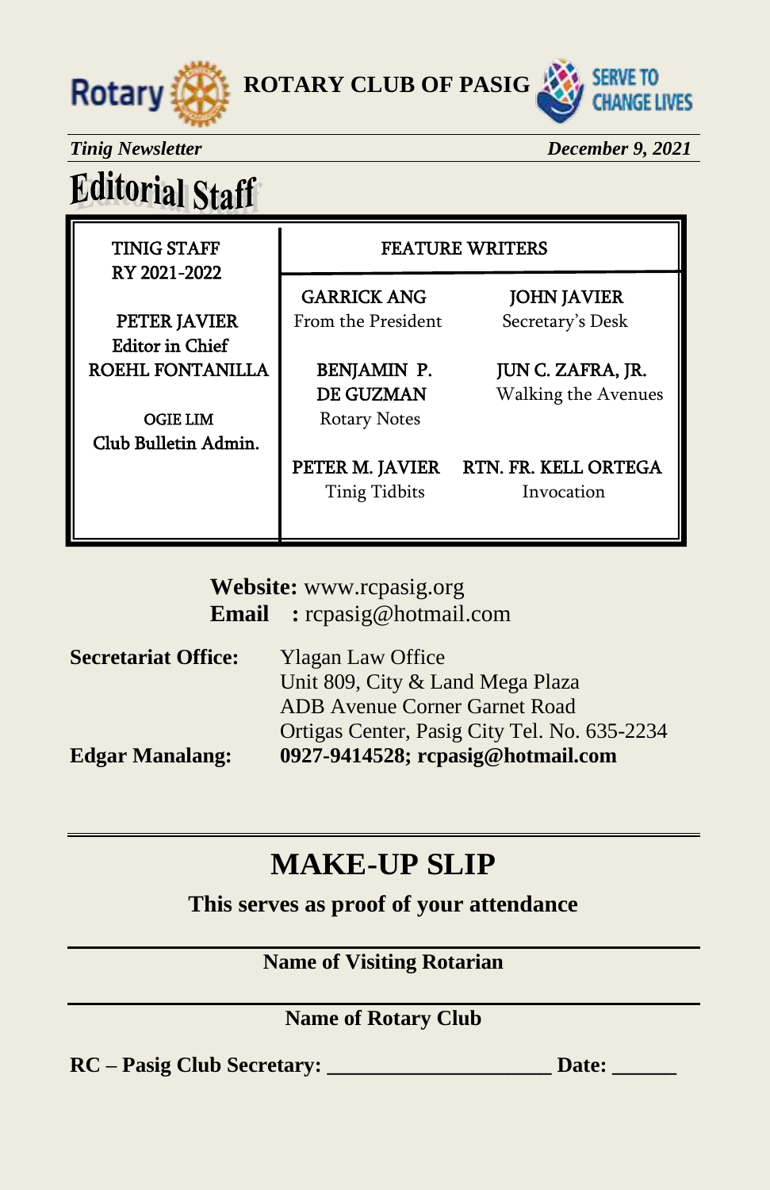# ROTARY CLUB OF PASIG

*Tinig Newsletter* | *December 9, 2021*

## Editorial Staff

| TINIG STAFF RY 2021-2022 | FEATURE WRITERS | |
|---|---|---|
| PETER JAVIER<br>Editor in Chief | GARRICK ANG<br>From the President | JOHN JAVIER<br>Secretary's Desk |
| ROEHL FONTANILLA | BENJAMIN P. DE GUZMAN<br>Rotary Notes | JUN C. ZAFRA, JR.<br>Walking the Avenues |
| OGIE LIM<br>Club Bulletin Admin. | PETER M. JAVIER<br>Tinig Tidbits | RTN. FR. KELL ORTEGA<br>Invocation |

**Website:** www.rcpasig.org
**Email :** rcpasig@hotmail.com

**Secretariat Office:** Ylagan Law Office
Unit 809, City & Land Mega Plaza
ADB Avenue Corner Garnet Road
Ortigas Center, Pasig City Tel. No. 635-2234

**Edgar Manalang:** **0927-9414528; rcpasig@hotmail.com**

---

# MAKE-UP SLIP

**This serves as proof of your attendance**

---

**Name of Visiting Rotarian**

---

**Name of Rotary Club**

**RC – Pasig Club Secretary: ____________________ Date: ______**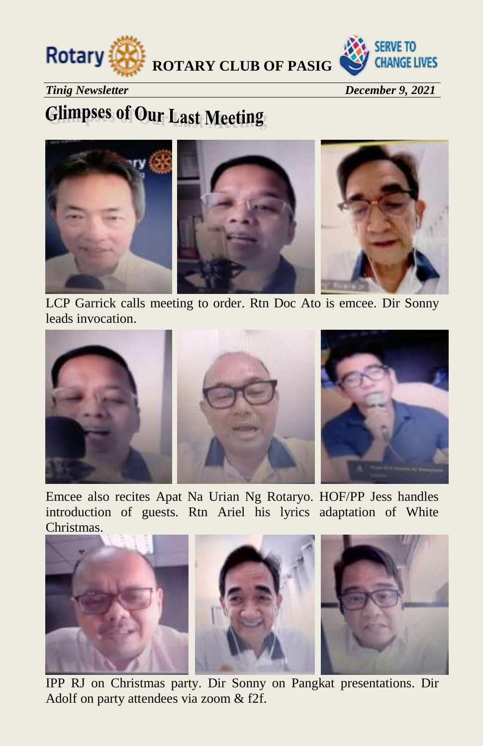# Glimpses of Our Last Meeting

LCP Garrick calls meeting to order. Rtn Doc Ato is emcee. Dir Sonny leads invocation.

Emcee also recites Apat Na Urian Ng Rotaryo. HOF/PP Jess handles introduction of guests. Rtn Ariel his lyrics adaptation of White Christmas.

IPP RJ on Christmas party. Dir Sonny on Pangkat presentations. Dir Adolf on party attendees via zoom & f2f.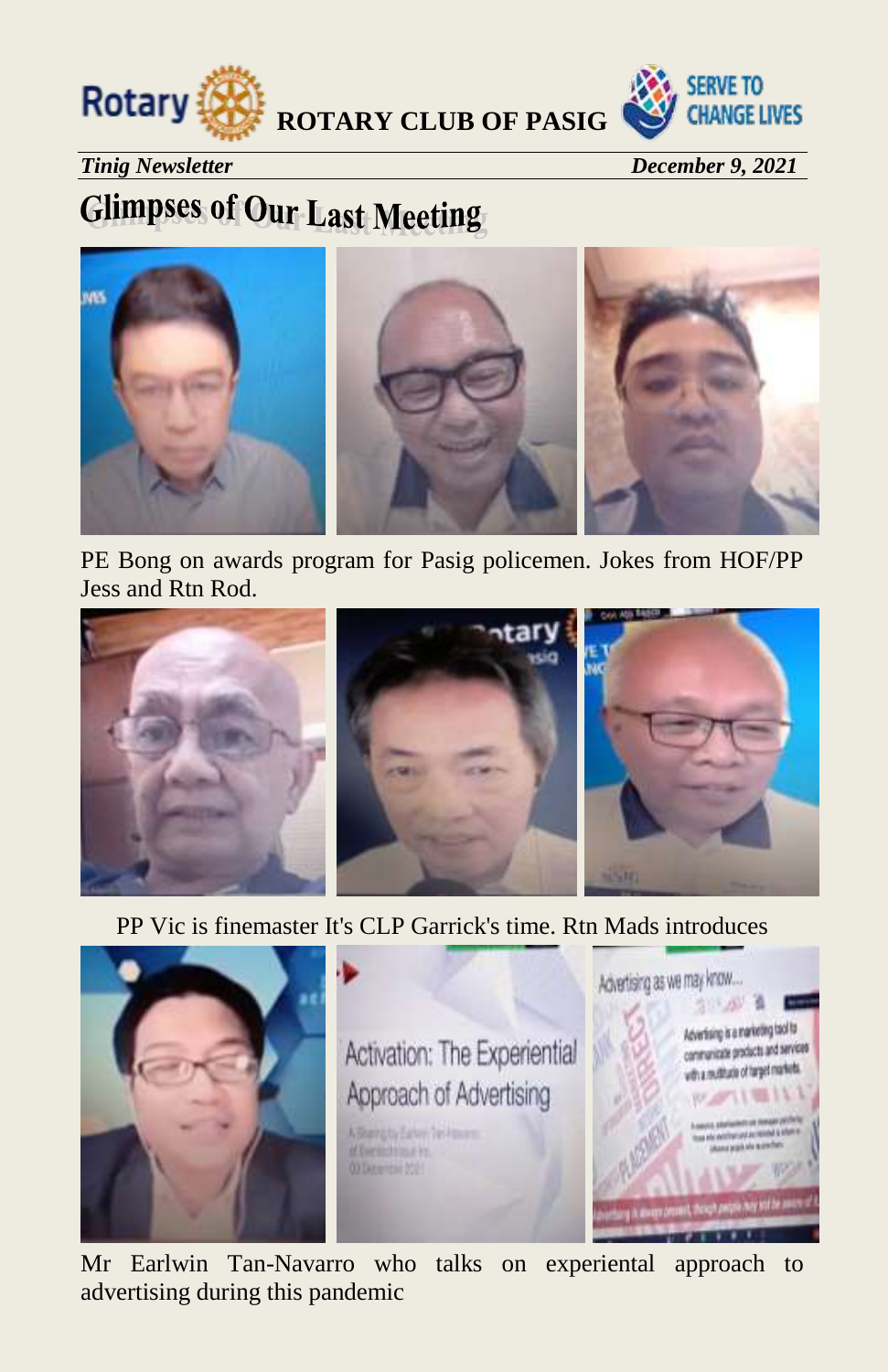**ROTARY CLUB OF PASIG**

*Tinig Newsletter* *December 9, 2021*

# Glimpses of Our Last Meeting

PE Bong on awards program for Pasig policemen. Jokes from HOF/PP Jess and Rtn Rod.

PP Vic is finemaster It's CLP Garrick's time. Rtn Mads introduces

Mr Earlwin Tan-Navarro who talks on experiental approach to advertising during this pandemic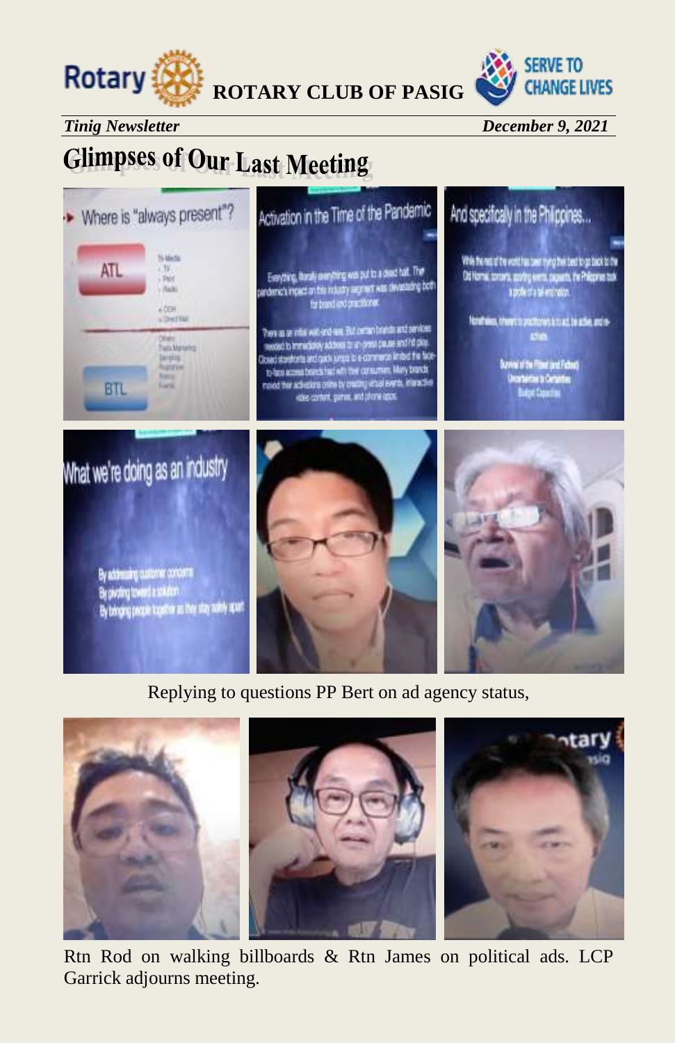# Glimpses of Our Last Meeting

Replying to questions PP Bert on ad agency status,

Rtn Rod on walking billboards & Rtn James on political ads. LCP Garrick adjourns meeting.